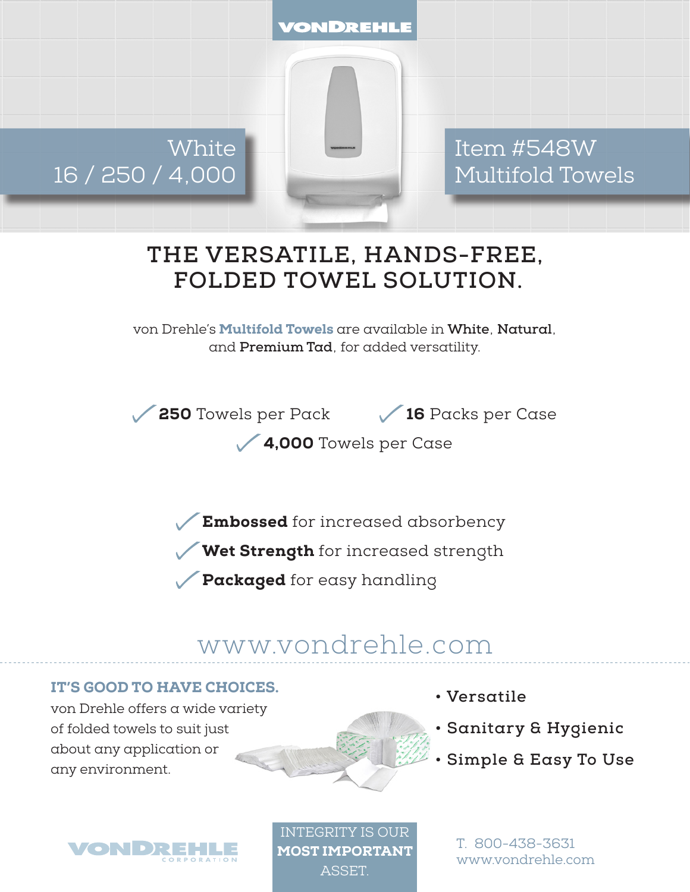VONDREHLE

White
16 / 250 / 4,000

Item #548W
Multifold Towels

# THE VERSATILE, HANDS-FREE, FOLDED TOWEL SOLUTION.

von Drehle's **Multifold Towels** are available in **White**, **Natural**, and **Premium Tad**, for added versatility.

- **250** Towels per Pack
- **16** Packs per Case
- **4,000** Towels per Case

- **Embossed** for increased absorbency
- **Wet Strength** for increased strength
- **Packaged** for easy handling

www.vondrehle.com

## IT'S GOOD TO HAVE CHOICES.

von Drehle offers a wide variety of folded towels to suit just about any application or any environment.

- Versatile
- Sanitary & Hygienic
- Simple & Easy To Use

VONDREHLE CORPORATION

INTEGRITY IS OUR **MOST IMPORTANT** ASSET.

T. 800-438-3631
www.vondrehle.com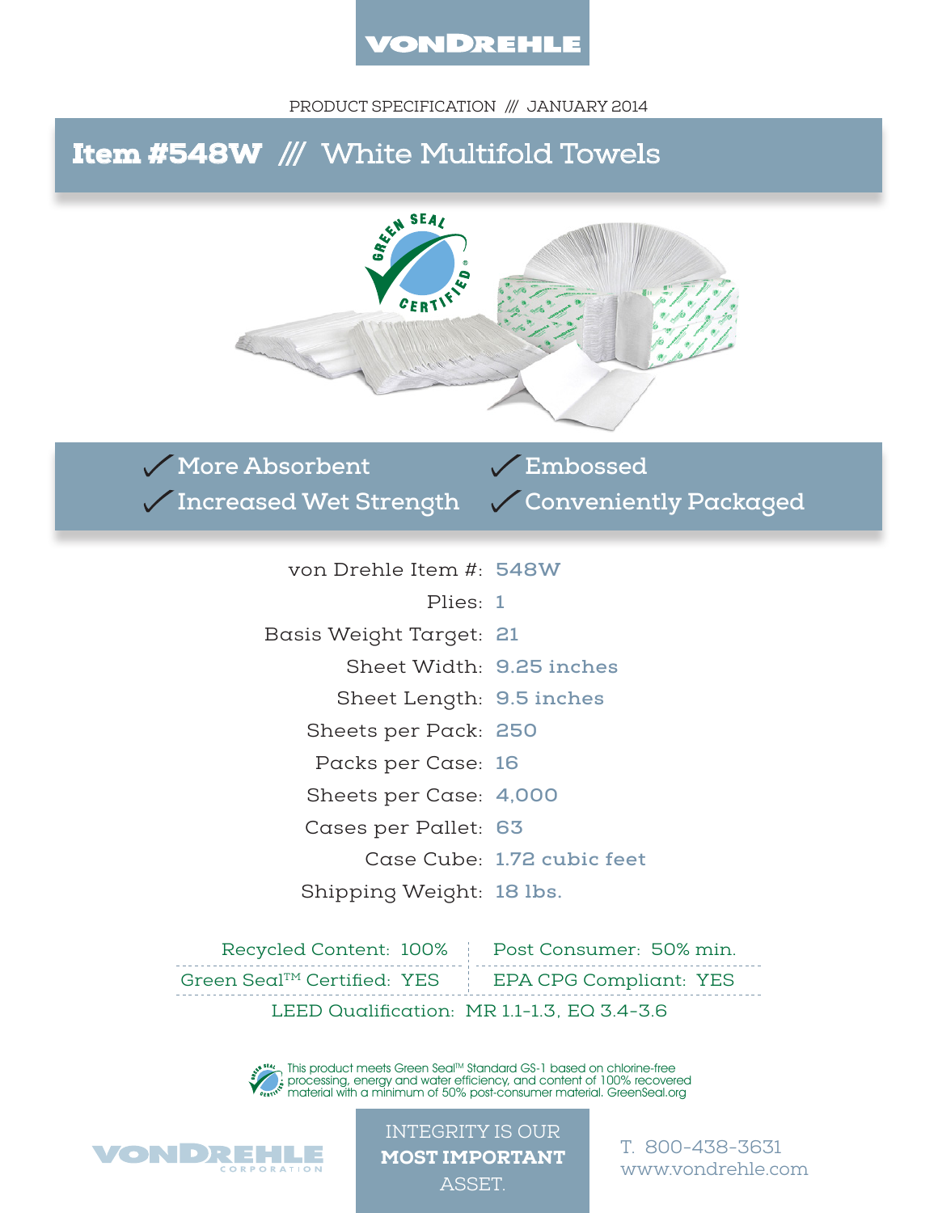VONDREHLE

PRODUCT SPECIFICATION /// JANUARY 2014

# Item #548W /// White Multifold Towels

- ✓ More Absorbent
- ✓ Increased Wet Strength
- ✓ Embossed
- ✓ Conveniently Packaged

| | |
|---|---|
| von Drehle Item #: | 548W |
| Plies: | 1 |
| Basis Weight Target: | 21 |
| Sheet Width: | 9.25 inches |
| Sheet Length: | 9.5 inches |
| Sheets per Pack: | 250 |
| Packs per Case: | 16 |
| Sheets per Case: | 4,000 |
| Cases per Pallet: | 63 |
| Case Cube: | 1.72 cubic feet |
| Shipping Weight: | 18 lbs. |

| | |
|---|---|
| Recycled Content: 100% | Post Consumer: 50% min. |
| Green Seal™ Certified: YES | EPA CPG Compliant: YES |

LEED Qualification: MR 1.1-1.3, EQ 3.4-3.6

This product meets Green Seal™ Standard GS-1 based on chlorine-free processing, energy and water efficiency, and content of 100% recovered material with a minimum of 50% post-consumer material. GreenSeal.org

VONDREHLE CORPORATION

INTEGRITY IS OUR **MOST IMPORTANT** ASSET.

T. 800-438-3631
www.vondrehle.com